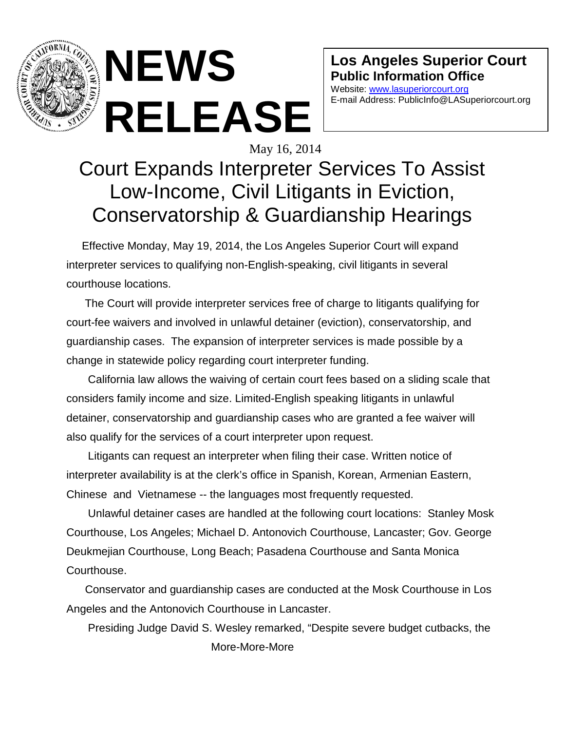# NEWS RELEASE

**Los Angeles Superior Court**
**Public Information Office**
Website: [www.lasuperiorcourt.org](http://www.lasuperiorcourt.org)
E-mail Address: PublicInfo@LASuperiorcourt.org

May 16, 2014

## Court Expands Interpreter Services To Assist Low-Income, Civil Litigants in Eviction, Conservatorship & Guardianship Hearings

Effective Monday, May 19, 2014, the Los Angeles Superior Court will expand interpreter services to qualifying non-English-speaking, civil litigants in several courthouse locations.

The Court will provide interpreter services free of charge to litigants qualifying for court-fee waivers and involved in unlawful detainer (eviction), conservatorship, and guardianship cases. The expansion of interpreter services is made possible by a change in statewide policy regarding court interpreter funding.

California law allows the waiving of certain court fees based on a sliding scale that considers family income and size. Limited-English speaking litigants in unlawful detainer, conservatorship and guardianship cases who are granted a fee waiver will also qualify for the services of a court interpreter upon request.

Litigants can request an interpreter when filing their case. Written notice of interpreter availability is at the clerk's office in Spanish, Korean, Armenian Eastern, Chinese and Vietnamese -- the languages most frequently requested.

Unlawful detainer cases are handled at the following court locations: Stanley Mosk Courthouse, Los Angeles; Michael D. Antonovich Courthouse, Lancaster; Gov. George Deukmejian Courthouse, Long Beach; Pasadena Courthouse and Santa Monica Courthouse.

Conservator and guardianship cases are conducted at the Mosk Courthouse in Los Angeles and the Antonovich Courthouse in Lancaster.

Presiding Judge David S. Wesley remarked, "Despite severe budget cutbacks, the

More-More-More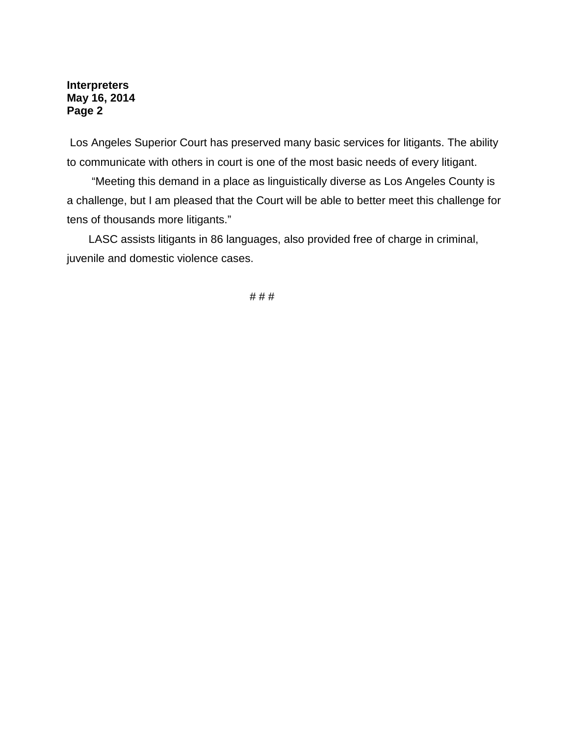Los Angeles Superior Court has preserved many basic services for litigants. The ability to communicate with others in court is one of the most basic needs of every litigant.

"Meeting this demand in a place as linguistically diverse as Los Angeles County is a challenge, but I am pleased that the Court will be able to better meet this challenge for tens of thousands more litigants."

LASC assists litigants in 86 languages, also provided free of charge in criminal, juvenile and domestic violence cases.

# # #